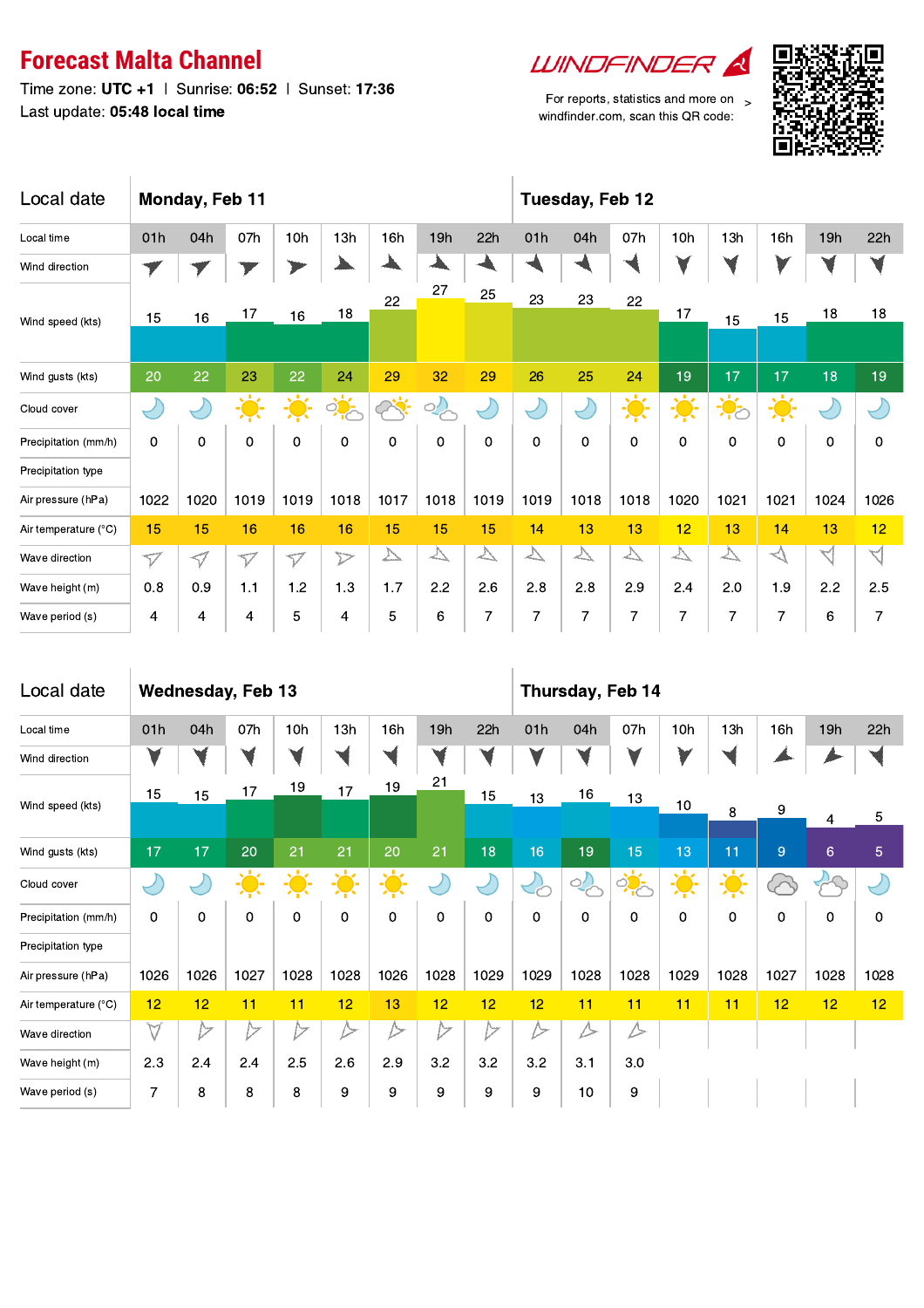# Forecast Malta Channel

Time zone: **UTC +1** | Sunrise: **06:52** | Sunset: **17:36**
Last update: **05:48 local time**

WINDFINDER

For reports, statistics and more on windfinder.com, scan this QR code: >

| Local date | Monday, Feb 11 | | | | | | | | Tuesday, Feb 12 | | | | | | | |
|---|---|---|---|---|---|---|---|---|---|---|---|---|---|---|---|---|
| Local time | 01h | 04h | 07h | 10h | 13h | 16h | 19h | 22h | 01h | 04h | 07h | 10h | 13h | 16h | 19h | 22h |
| Wind direction | | | | | | | | | | | | | | | | |
| Wind speed (kts) | 15 | 16 | 17 | 16 | 18 | 22 | 27 | 25 | 23 | 23 | 22 | 17 | 15 | 15 | 18 | 18 |
| Wind gusts (kts) | 20 | 22 | 23 | 22 | 24 | 29 | 32 | 29 | 26 | 25 | 24 | 19 | 17 | 17 | 18 | 19 |
| Cloud cover | | | | | | | | | | | | | | | | |
| Precipitation (mm/h) | 0 | 0 | 0 | 0 | 0 | 0 | 0 | 0 | 0 | 0 | 0 | 0 | 0 | 0 | 0 | 0 |
| Precipitation type | | | | | | | | | | | | | | | | |
| Air pressure (hPa) | 1022 | 1020 | 1019 | 1019 | 1018 | 1017 | 1018 | 1019 | 1019 | 1018 | 1018 | 1020 | 1021 | 1021 | 1024 | 1026 |
| Air temperature (°C) | 15 | 15 | 16 | 16 | 16 | 15 | 15 | 15 | 14 | 13 | 13 | 12 | 13 | 14 | 13 | 12 |
| Wave direction | | | | | | | | | | | | | | | | |
| Wave height (m) | 0.8 | 0.9 | 1.1 | 1.2 | 1.3 | 1.7 | 2.2 | 2.6 | 2.8 | 2.8 | 2.9 | 2.4 | 2.0 | 1.9 | 2.2 | 2.5 |
| Wave period (s) | 4 | 4 | 4 | 5 | 4 | 5 | 6 | 7 | 7 | 7 | 7 | 7 | 7 | 7 | 6 | 7 |

| Local date | Wednesday, Feb 13 | | | | | | | | Thursday, Feb 14 | | | | | | | |
|---|---|---|---|---|---|---|---|---|---|---|---|---|---|---|---|---|
| Local time | 01h | 04h | 07h | 10h | 13h | 16h | 19h | 22h | 01h | 04h | 07h | 10h | 13h | 16h | 19h | 22h |
| Wind direction | | | | | | | | | | | | | | | | |
| Wind speed (kts) | 15 | 15 | 17 | 19 | 17 | 19 | 21 | 15 | 13 | 16 | 13 | 10 | 8 | 9 | 4 | 5 |
| Wind gusts (kts) | 17 | 17 | 20 | 21 | 21 | 20 | 21 | 18 | 16 | 19 | 15 | 13 | 11 | 9 | 6 | 5 |
| Cloud cover | | | | | | | | | | | | | | | | |
| Precipitation (mm/h) | 0 | 0 | 0 | 0 | 0 | 0 | 0 | 0 | 0 | 0 | 0 | 0 | 0 | 0 | 0 | 0 |
| Precipitation type | | | | | | | | | | | | | | | | |
| Air pressure (hPa) | 1026 | 1026 | 1027 | 1028 | 1028 | 1026 | 1028 | 1029 | 1029 | 1028 | 1028 | 1029 | 1028 | 1027 | 1028 | 1028 |
| Air temperature (°C) | 12 | 12 | 11 | 11 | 12 | 13 | 12 | 12 | 12 | 11 | 11 | 11 | 11 | 12 | 12 | 12 |
| Wave direction | | | | | | | | | | | | | | | | |
| Wave height (m) | 2.3 | 2.4 | 2.4 | 2.5 | 2.6 | 2.9 | 3.2 | 3.2 | 3.2 | 3.1 | 3.0 | | | | | |
| Wave period (s) | 7 | 8 | 8 | 8 | 9 | 9 | 9 | 9 | 9 | 10 | 9 | | | | | |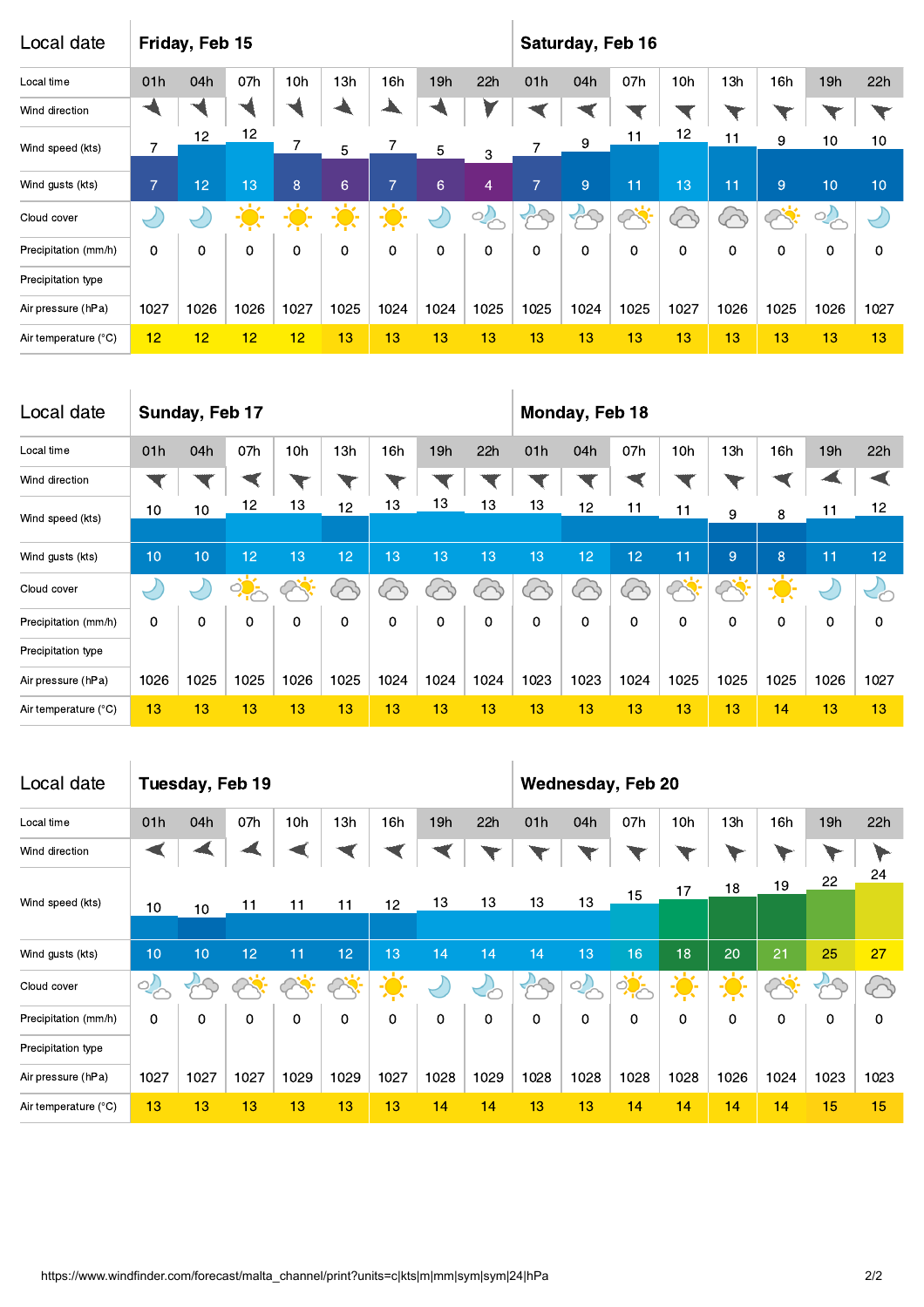| Local date | Friday, Feb 15 | | | | | | | | Saturday, Feb 16 | | | | | | | |
|---|---|---|---|---|---|---|---|---|---|---|---|---|---|---|---|---|
| Local time | 01h | 04h | 07h | 10h | 13h | 16h | 19h | 22h | 01h | 04h | 07h | 10h | 13h | 16h | 19h | 22h |
| Wind direction | | | | | | | | | | | | | | | | |
| Wind speed (kts) | 7 | 12 | 12 | 7 | 5 | 7 | 5 | 3 | 7 | 9 | 11 | 12 | 11 | 9 | 10 | 10 |
| Wind gusts (kts) | 7 | 12 | 13 | 8 | 6 | 7 | 6 | 4 | 7 | 9 | 11 | 13 | 11 | 9 | 10 | 10 |
| Cloud cover | | | | | | | | | | | | | | | | |
| Precipitation (mm/h) | 0 | 0 | 0 | 0 | 0 | 0 | 0 | 0 | 0 | 0 | 0 | 0 | 0 | 0 | 0 | 0 |
| Precipitation type | | | | | | | | | | | | | | | | |
| Air pressure (hPa) | 1027 | 1026 | 1026 | 1027 | 1025 | 1024 | 1024 | 1025 | 1025 | 1024 | 1025 | 1027 | 1026 | 1025 | 1026 | 1027 |
| Air temperature (°C) | 12 | 12 | 12 | 12 | 13 | 13 | 13 | 13 | 13 | 13 | 13 | 13 | 13 | 13 | 13 | 13 |

| Local date | Sunday, Feb 17 | | | | | | | | Monday, Feb 18 | | | | | | | |
|---|---|---|---|---|---|---|---|---|---|---|---|---|---|---|---|---|
| Local time | 01h | 04h | 07h | 10h | 13h | 16h | 19h | 22h | 01h | 04h | 07h | 10h | 13h | 16h | 19h | 22h |
| Wind direction | | | | | | | | | | | | | | | | |
| Wind speed (kts) | 10 | 10 | 12 | 13 | 12 | 13 | 13 | 13 | 13 | 12 | 11 | 11 | 9 | 8 | 11 | 12 |
| Wind gusts (kts) | 10 | 10 | 12 | 13 | 12 | 13 | 13 | 13 | 13 | 12 | 12 | 11 | 9 | 8 | 11 | 12 |
| Cloud cover | | | | | | | | | | | | | | | | |
| Precipitation (mm/h) | 0 | 0 | 0 | 0 | 0 | 0 | 0 | 0 | 0 | 0 | 0 | 0 | 0 | 0 | 0 | 0 |
| Precipitation type | | | | | | | | | | | | | | | | |
| Air pressure (hPa) | 1026 | 1025 | 1025 | 1026 | 1025 | 1024 | 1024 | 1024 | 1023 | 1023 | 1024 | 1025 | 1025 | 1025 | 1026 | 1027 |
| Air temperature (°C) | 13 | 13 | 13 | 13 | 13 | 13 | 13 | 13 | 13 | 13 | 13 | 13 | 13 | 14 | 13 | 13 |

| Local date | Tuesday, Feb 19 | | | | | | | | Wednesday, Feb 20 | | | | | | | |
|---|---|---|---|---|---|---|---|---|---|---|---|---|---|---|---|---|
| Local time | 01h | 04h | 07h | 10h | 13h | 16h | 19h | 22h | 01h | 04h | 07h | 10h | 13h | 16h | 19h | 22h |
| Wind direction | | | | | | | | | | | | | | | | |
| Wind speed (kts) | 10 | 10 | 11 | 11 | 11 | 12 | 13 | 13 | 13 | 13 | 15 | 17 | 18 | 19 | 22 | 24 |
| Wind gusts (kts) | 10 | 10 | 12 | 11 | 12 | 13 | 14 | 14 | 14 | 13 | 16 | 18 | 20 | 21 | 25 | 27 |
| Cloud cover | | | | | | | | | | | | | | | | |
| Precipitation (mm/h) | 0 | 0 | 0 | 0 | 0 | 0 | 0 | 0 | 0 | 0 | 0 | 0 | 0 | 0 | 0 | 0 |
| Precipitation type | | | | | | | | | | | | | | | | |
| Air pressure (hPa) | 1027 | 1027 | 1027 | 1029 | 1029 | 1027 | 1028 | 1029 | 1028 | 1028 | 1028 | 1028 | 1026 | 1024 | 1023 | 1023 |
| Air temperature (°C) | 13 | 13 | 13 | 13 | 13 | 13 | 14 | 14 | 13 | 13 | 14 | 14 | 14 | 14 | 15 | 15 |

https://www.windfinder.com/forecast/malta_channel/print?units=c|kts|m|mm|sym|sym|24|hPa